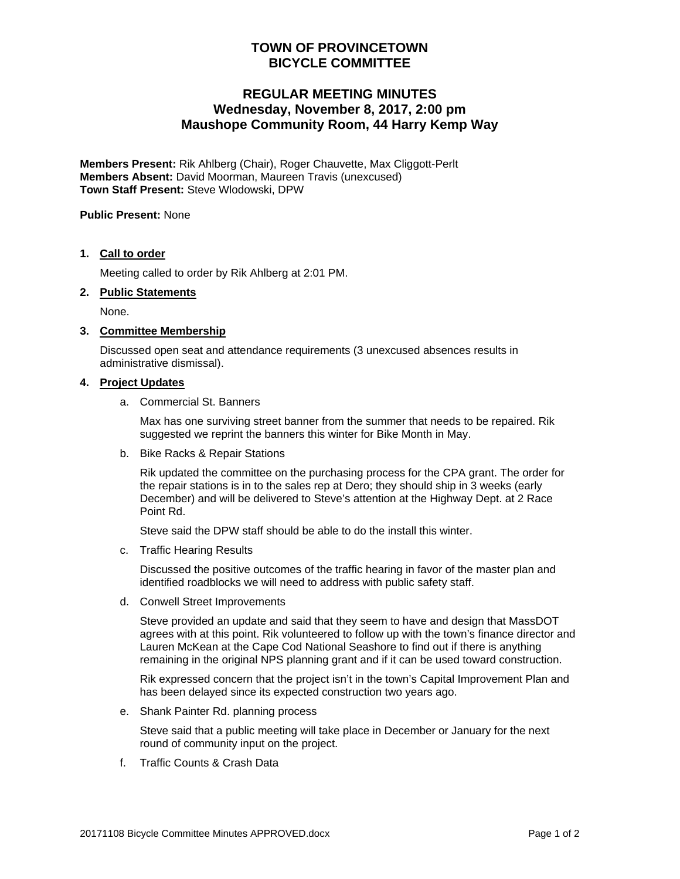# TOWN OF PROVINCETOWN
# BICYCLE COMMITTEE

## REGULAR MEETING MINUTES
## Wednesday, November 8, 2017, 2:00 pm
## Maushope Community Room, 44 Harry Kemp Way

**Members Present:** Rik Ahlberg (Chair), Roger Chauvette, Max Cliggott-Perlt
**Members Absent:** David Moorman, Maureen Travis (unexcused)
**Town Staff Present:** Steve Wlodowski, DPW

**Public Present:** None

1. **Call to order**

   Meeting called to order by Rik Ahlberg at 2:01 PM.

2. **Public Statements**

   None.

3. **Committee Membership**

   Discussed open seat and attendance requirements (3 unexcused absences results in administrative dismissal).

4. **Project Updates**

   a. Commercial St. Banners

      Max has one surviving street banner from the summer that needs to be repaired. Rik suggested we reprint the banners this winter for Bike Month in May.

   b. Bike Racks & Repair Stations

      Rik updated the committee on the purchasing process for the CPA grant. The order for the repair stations is in to the sales rep at Dero; they should ship in 3 weeks (early December) and will be delivered to Steve's attention at the Highway Dept. at 2 Race Point Rd.

      Steve said the DPW staff should be able to do the install this winter.

   c. Traffic Hearing Results

      Discussed the positive outcomes of the traffic hearing in favor of the master plan and identified roadblocks we will need to address with public safety staff.

   d. Conwell Street Improvements

      Steve provided an update and said that they seem to have and design that MassDOT agrees with at this point. Rik volunteered to follow up with the town's finance director and Lauren McKean at the Cape Cod National Seashore to find out if there is anything remaining in the original NPS planning grant and if it can be used toward construction.

      Rik expressed concern that the project isn't in the town's Capital Improvement Plan and has been delayed since its expected construction two years ago.

   e. Shank Painter Rd. planning process

      Steve said that a public meeting will take place in December or January for the next round of community input on the project.

   f. Traffic Counts & Crash Data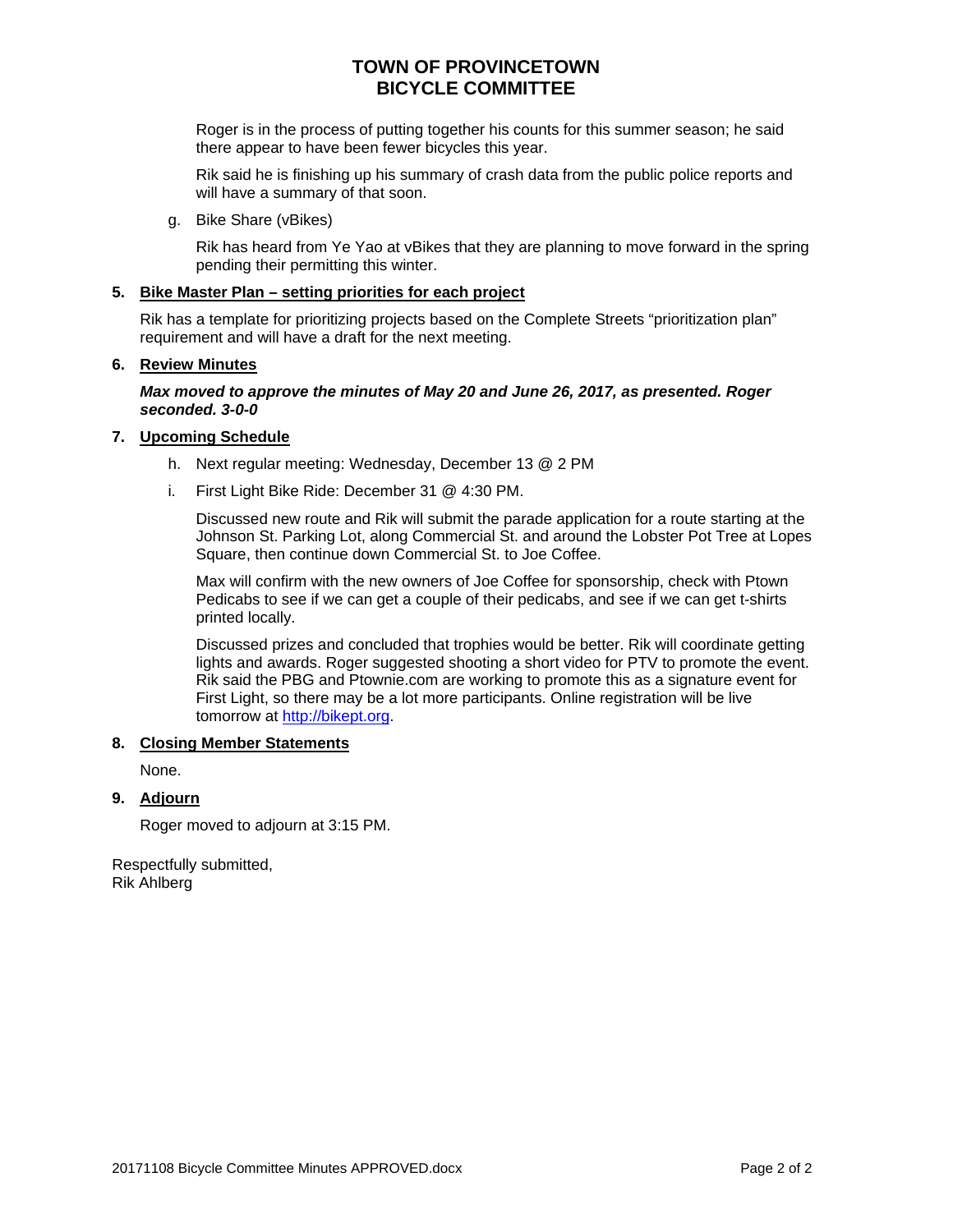# TOWN OF PROVINCETOWN
# BICYCLE COMMITTEE

Roger is in the process of putting together his counts for this summer season; he said there appear to have been fewer bicycles this year.

Rik said he is finishing up his summary of crash data from the public police reports and will have a summary of that soon.

g. Bike Share (vBikes)

   Rik has heard from Ye Yao at vBikes that they are planning to move forward in the spring pending their permitting this winter.

**5. Bike Master Plan – setting priorities for each project**

Rik has a template for prioritizing projects based on the Complete Streets "prioritization plan" requirement and will have a draft for the next meeting.

**6. Review Minutes**

***Max moved to approve the minutes of May 20 and June 26, 2017, as presented. Roger seconded. 3-0-0***

**7. Upcoming Schedule**

h. Next regular meeting: Wednesday, December 13 @ 2 PM

i. First Light Bike Ride: December 31 @ 4:30 PM.

   Discussed new route and Rik will submit the parade application for a route starting at the Johnson St. Parking Lot, along Commercial St. and around the Lobster Pot Tree at Lopes Square, then continue down Commercial St. to Joe Coffee.

   Max will confirm with the new owners of Joe Coffee for sponsorship, check with Ptown Pedicabs to see if we can get a couple of their pedicabs, and see if we can get t-shirts printed locally.

   Discussed prizes and concluded that trophies would be better. Rik will coordinate getting lights and awards. Roger suggested shooting a short video for PTV to promote the event. Rik said the PBG and Ptownie.com are working to promote this as a signature event for First Light, so there may be a lot more participants. Online registration will be live tomorrow at http://bikept.org.

**8. Closing Member Statements**

None.

**9. Adjourn**

Roger moved to adjourn at 3:15 PM.

Respectfully submitted,
Rik Ahlberg